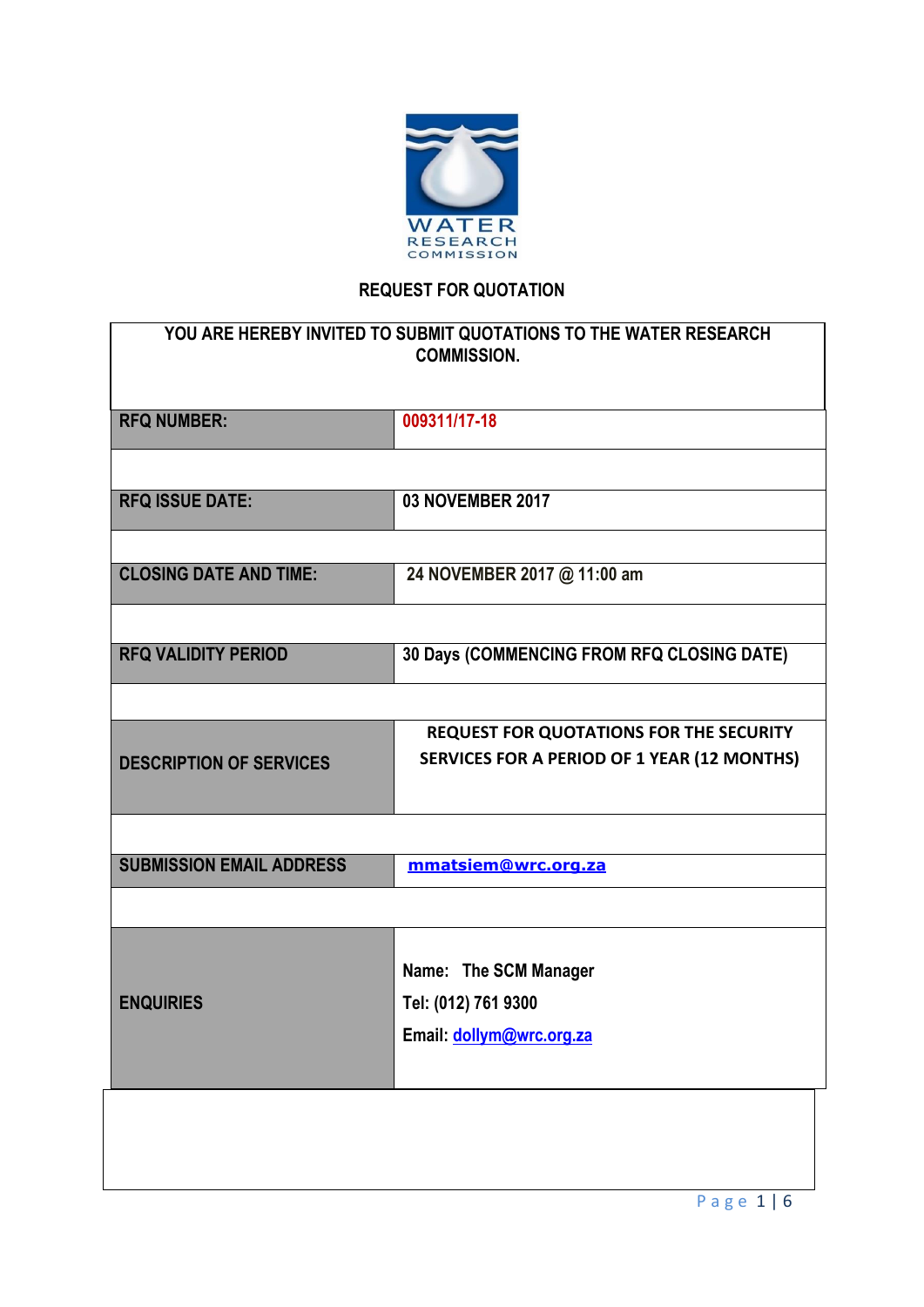WATER RESEARCH COMMISSION

# REQUEST FOR QUOTATION

| YOU ARE HEREBY INVITED TO SUBMIT QUOTATIONS TO THE WATER RESEARCH COMMISSION. | |
|---|---|
| **RFQ NUMBER:** | **009311/17-18** |
| | |
| **RFQ ISSUE DATE:** | **03 NOVEMBER 2017** |
| | |
| **CLOSING DATE AND TIME:** | **24 NOVEMBER 2017 @ 11:00 am** |
| | |
| **RFQ VALIDITY PERIOD** | **30 Days (COMMENCING FROM RFQ CLOSING DATE)** |
| | |
| **DESCRIPTION OF SERVICES** | **REQUEST FOR QUOTATIONS FOR THE SECURITY SERVICES FOR A PERIOD OF 1 YEAR (12 MONTHS)** |
| | |
| **SUBMISSION EMAIL ADDRESS** | **mmatsiem@wrc.org.za** |
| | |
| **ENQUIRIES** | **Name: The SCM Manager**<br>**Tel: (012) 761 9300**<br>**Email: dollym@wrc.org.za** |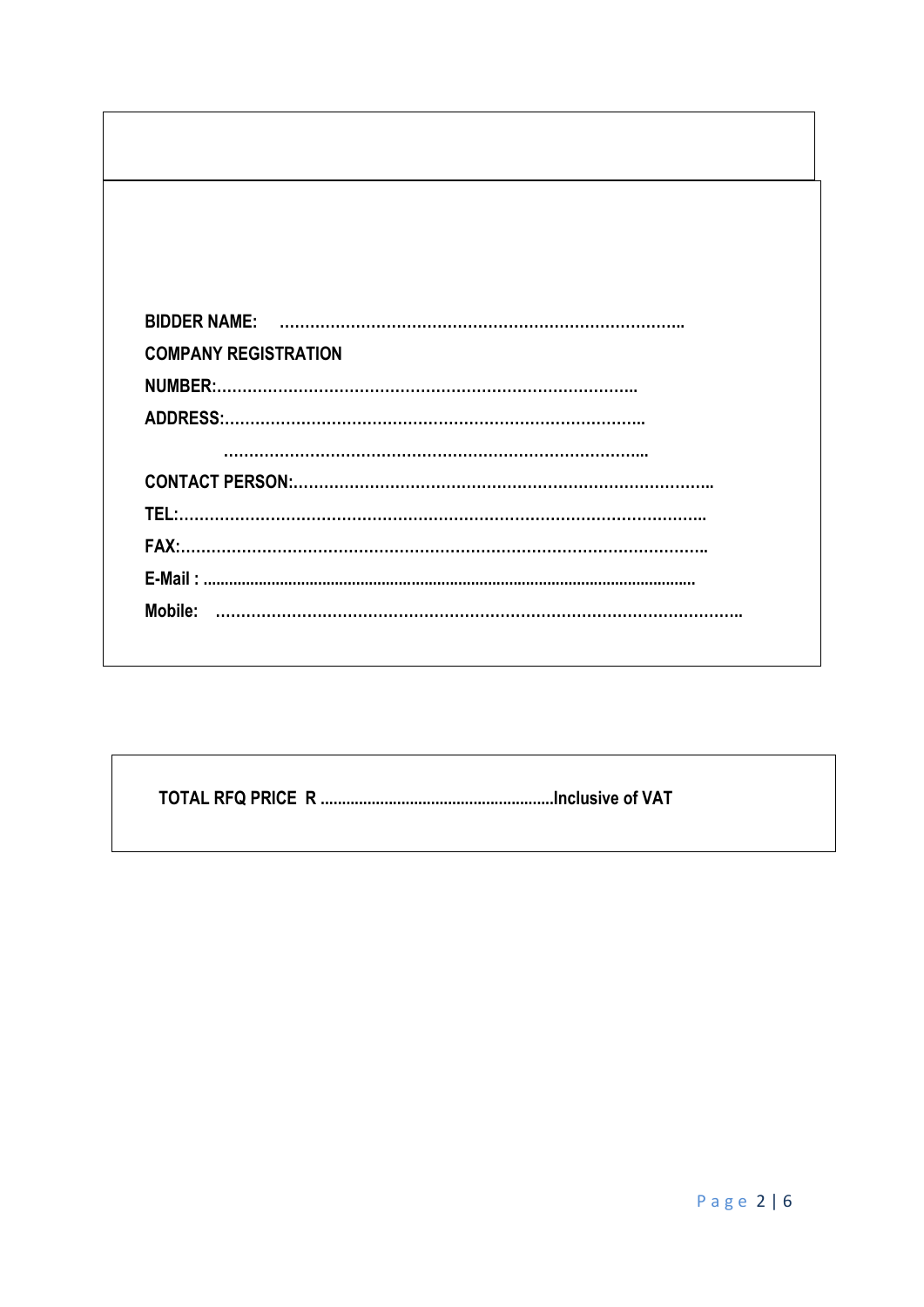**BIDDER NAME: ……………………………………………………………………..**

**COMPANY REGISTRATION NUMBER:……………………………………………………………………..**

**ADDRESS:……………………………………………………………………..**

**……………………………………………………………………...**

**CONTACT PERSON:……………………………………………………………………..**

**TEL:……………………………………………………………………………………..**

**FAX:……………………………………………………………………………………..**

**E-Mail : ..................................................................................................................**

**Mobile: ……………………………………………………………………………………..**

**TOTAL RFQ PRICE R .......................................................Inclusive of VAT**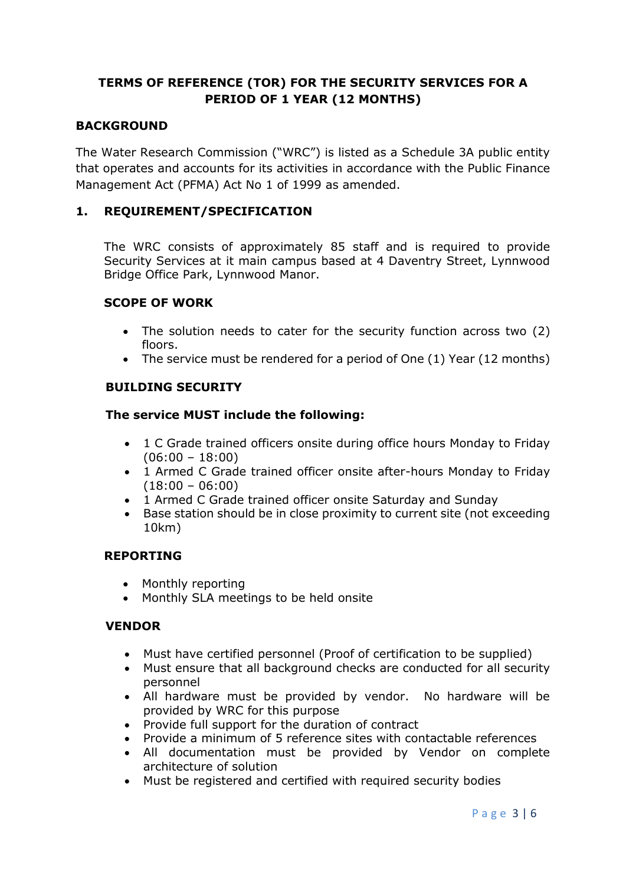## TERMS OF REFERENCE (TOR) FOR THE SECURITY SERVICES FOR A PERIOD OF 1 YEAR (12 MONTHS)

### BACKGROUND

The Water Research Commission ("WRC") is listed as a Schedule 3A public entity that operates and accounts for its activities in accordance with the Public Finance Management Act (PFMA) Act No 1 of 1999 as amended.

### 1. REQUIREMENT/SPECIFICATION

The WRC consists of approximately 85 staff and is required to provide Security Services at it main campus based at 4 Daventry Street, Lynnwood Bridge Office Park, Lynnwood Manor.

#### SCOPE OF WORK

- The solution needs to cater for the security function across two (2) floors.
- The service must be rendered for a period of One (1) Year (12 months)

#### BUILDING SECURITY

**The service MUST include the following:**

- 1 C Grade trained officers onsite during office hours Monday to Friday (06:00 – 18:00)
- 1 Armed C Grade trained officer onsite after-hours Monday to Friday (18:00 – 06:00)
- 1 Armed C Grade trained officer onsite Saturday and Sunday
- Base station should be in close proximity to current site (not exceeding 10km)

#### REPORTING

- Monthly reporting
- Monthly SLA meetings to be held onsite

#### VENDOR

- Must have certified personnel (Proof of certification to be supplied)
- Must ensure that all background checks are conducted for all security personnel
- All hardware must be provided by vendor. No hardware will be provided by WRC for this purpose
- Provide full support for the duration of contract
- Provide a minimum of 5 reference sites with contactable references
- All documentation must be provided by Vendor on complete architecture of solution
- Must be registered and certified with required security bodies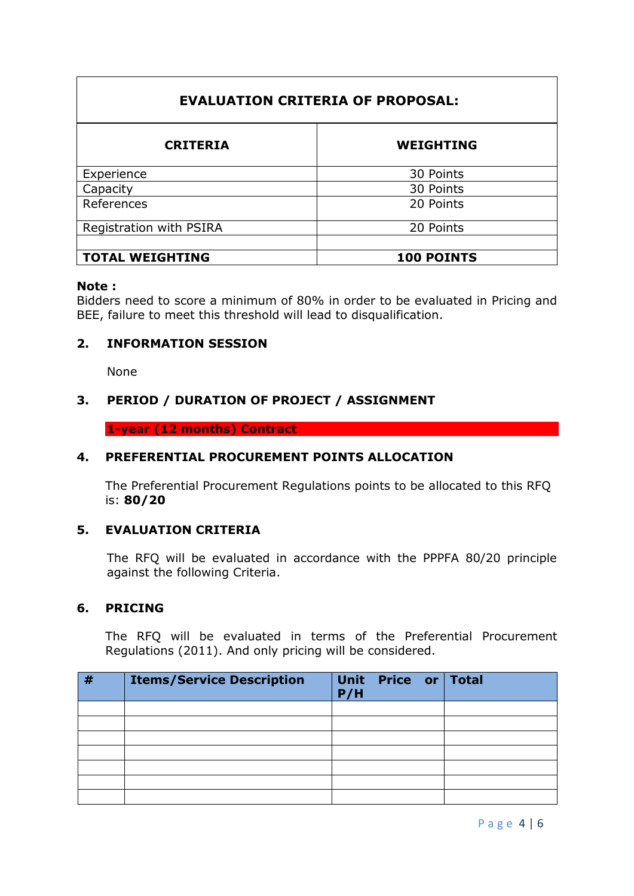| EVALUATION CRITERIA OF PROPOSAL: | |
|---|---|
| **CRITERIA** | **WEIGHTING** |
| Experience | 30 Points |
| Capacity | 30 Points |
| References | 20 Points |
| Registration with PSIRA | 20 Points |
| | |
| **TOTAL WEIGHTING** | **100 POINTS** |

**Note :**
Bidders need to score a minimum of 80% in order to be evaluated in Pricing and BEE, failure to meet this threshold will lead to disqualification.

## 2. INFORMATION SESSION

None

## 3. PERIOD / DURATION OF PROJECT / ASSIGNMENT

**1-year (12 months) Contract**

## 4. PREFERENTIAL PROCUREMENT POINTS ALLOCATION

The Preferential Procurement Regulations points to be allocated to this RFQ is: **80/20**

## 5. EVALUATION CRITERIA

The RFQ will be evaluated in accordance with the PPPFA 80/20 principle against the following Criteria.

## 6. PRICING

The RFQ will be evaluated in terms of the Preferential Procurement Regulations (2011). And only pricing will be considered.

| # | Items/Service Description | Unit Price or P/H | Total |
|---|---|---|---|
| | | | |
| | | | |
| | | | |
| | | | |
| | | | |
| | | | |
| | | | |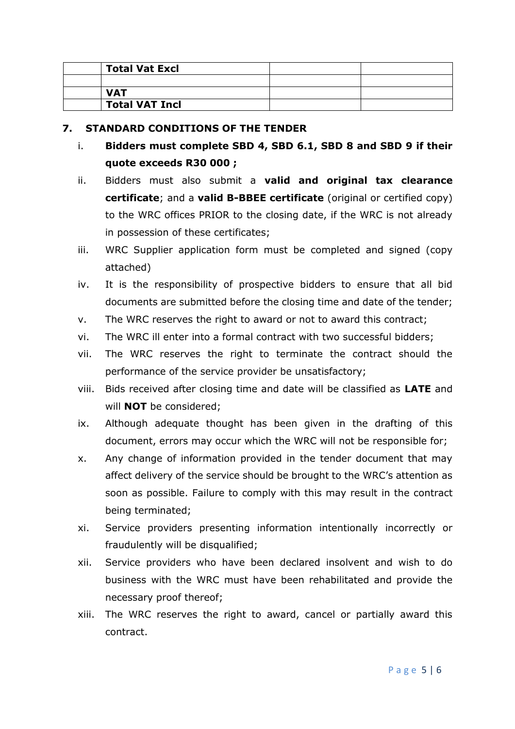| | **Total Vat Excl** | | |
|---|---|---|---|
| | | | |
| | **VAT** | | |
| | **Total VAT Incl** | | |

## 7. STANDARD CONDITIONS OF THE TENDER

i. **Bidders must complete SBD 4, SBD 6.1, SBD 8 and SBD 9 if their quote exceeds R30 000 ;**

ii. Bidders must also submit a **valid and original tax clearance certificate**; and a **valid B-BBEE certificate** (original or certified copy) to the WRC offices PRIOR to the closing date, if the WRC is not already in possession of these certificates;

iii. WRC Supplier application form must be completed and signed (copy attached)

iv. It is the responsibility of prospective bidders to ensure that all bid documents are submitted before the closing time and date of the tender;

v. The WRC reserves the right to award or not to award this contract;

vi. The WRC ill enter into a formal contract with two successful bidders;

vii. The WRC reserves the right to terminate the contract should the performance of the service provider be unsatisfactory;

viii. Bids received after closing time and date will be classified as **LATE** and will **NOT** be considered;

ix. Although adequate thought has been given in the drafting of this document, errors may occur which the WRC will not be responsible for;

x. Any change of information provided in the tender document that may affect delivery of the service should be brought to the WRC's attention as soon as possible. Failure to comply with this may result in the contract being terminated;

xi. Service providers presenting information intentionally incorrectly or fraudulently will be disqualified;

xii. Service providers who have been declared insolvent and wish to do business with the WRC must have been rehabilitated and provide the necessary proof thereof;

xiii. The WRC reserves the right to award, cancel or partially award this contract.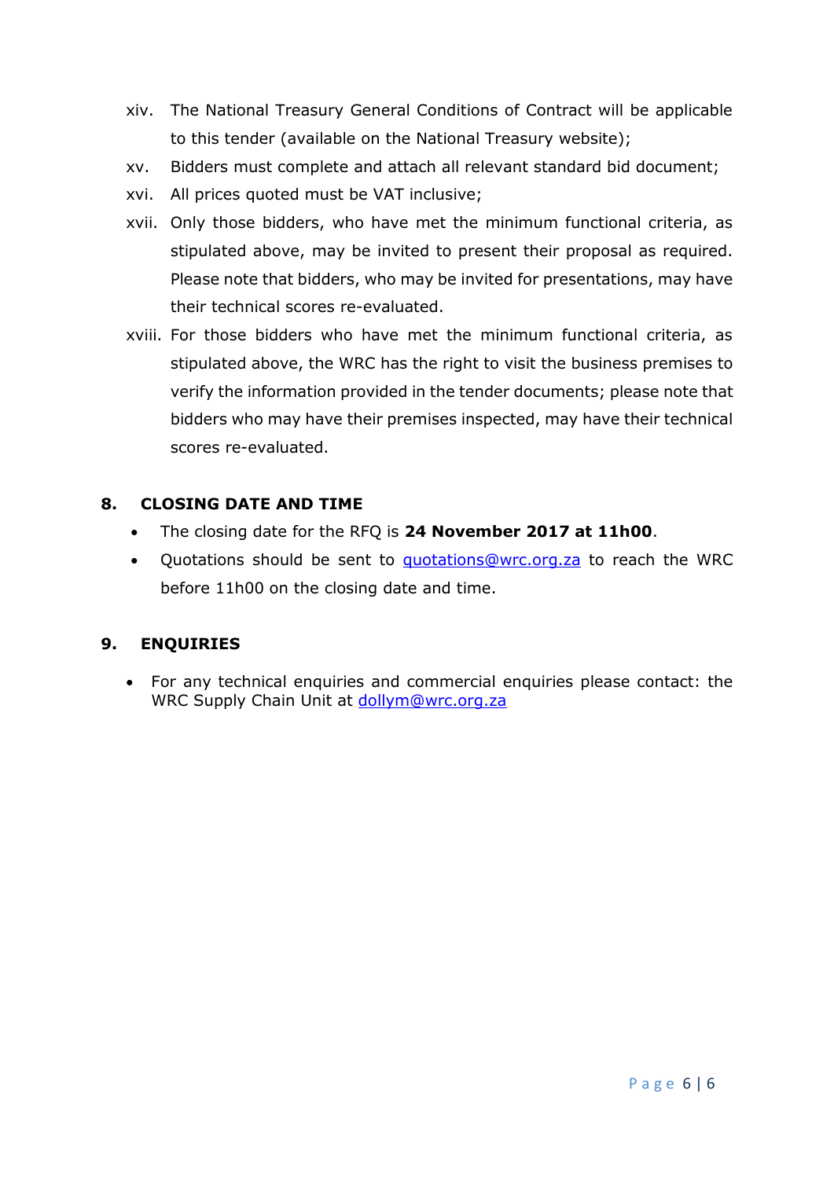xiv. The National Treasury General Conditions of Contract will be applicable to this tender (available on the National Treasury website);

xv. Bidders must complete and attach all relevant standard bid document;

xvi. All prices quoted must be VAT inclusive;

xvii. Only those bidders, who have met the minimum functional criteria, as stipulated above, may be invited to present their proposal as required. Please note that bidders, who may be invited for presentations, may have their technical scores re-evaluated.

xviii. For those bidders who have met the minimum functional criteria, as stipulated above, the WRC has the right to visit the business premises to verify the information provided in the tender documents; please note that bidders who may have their premises inspected, may have their technical scores re-evaluated.

## 8. CLOSING DATE AND TIME

- The closing date for the RFQ is **24 November 2017 at 11h00**.
- Quotations should be sent to quotations@wrc.org.za to reach the WRC before 11h00 on the closing date and time.

## 9. ENQUIRIES

- For any technical enquiries and commercial enquiries please contact: the WRC Supply Chain Unit at dollym@wrc.org.za